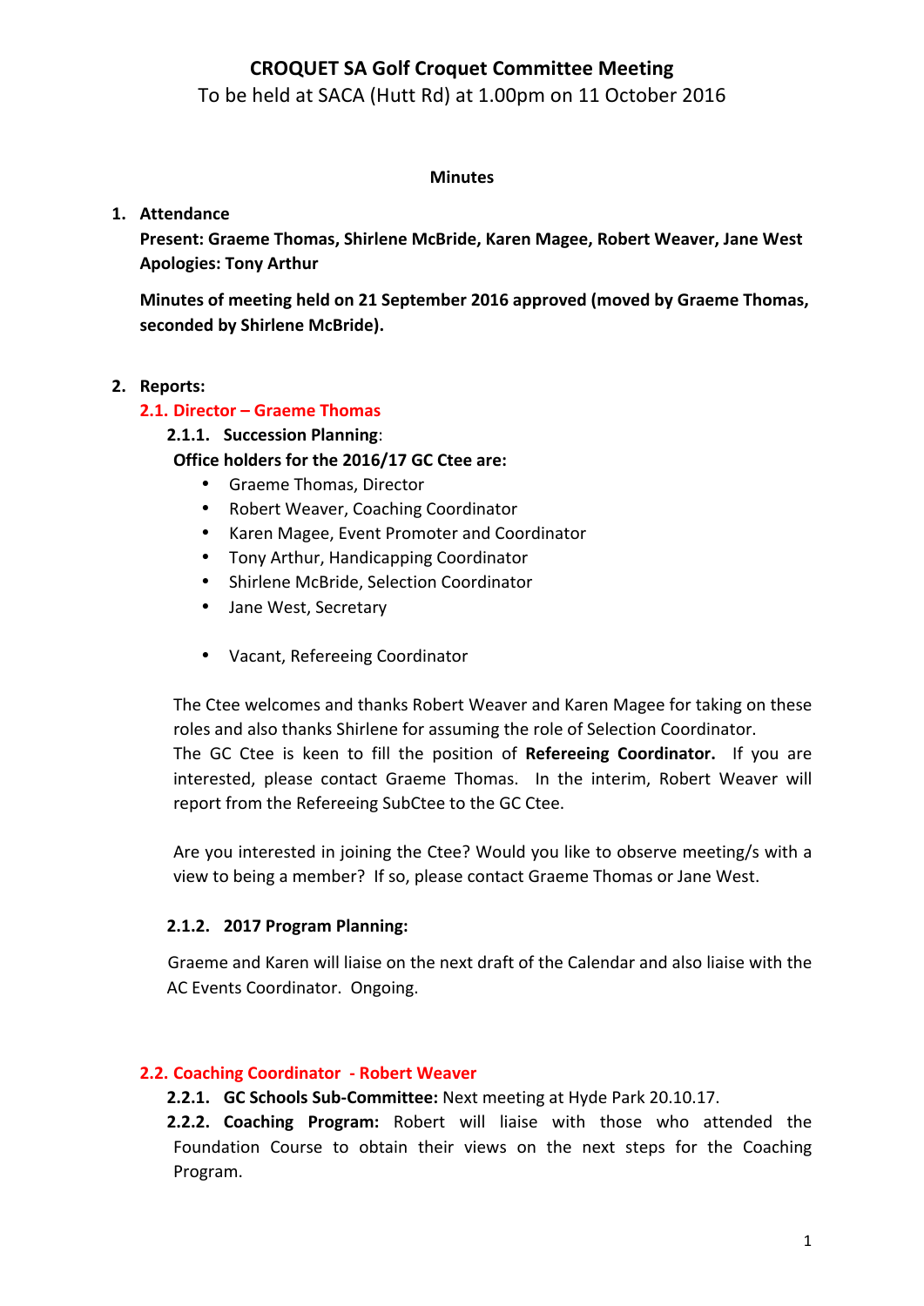# CROQUET SA Golf Croquet Committee Meeting

To be held at SACA (Hutt Rd) at 1.00pm on 11 October 2016

**Minutes**

1. **Attendance**

   **Present: Graeme Thomas, Shirlene McBride, Karen Magee, Robert Weaver, Jane West**
   **Apologies: Tony Arthur**

   **Minutes of meeting held on 21 September 2016 approved (moved by Graeme Thomas, seconded by Shirlene McBride).**

2. **Reports:**

## 2.1. Director – Graeme Thomas

### 2.1.1. Succession Planning:

**Office holders for the 2016/17 GC Ctee are:**

- Graeme Thomas, Director
- Robert Weaver, Coaching Coordinator
- Karen Magee, Event Promoter and Coordinator
- Tony Arthur, Handicapping Coordinator
- Shirlene McBride, Selection Coordinator
- Jane West, Secretary
- Vacant, Refereeing Coordinator

The Ctee welcomes and thanks Robert Weaver and Karen Magee for taking on these roles and also thanks Shirlene for assuming the role of Selection Coordinator.
The GC Ctee is keen to fill the position of **Refereeing Coordinator.** If you are interested, please contact Graeme Thomas. In the interim, Robert Weaver will report from the Refereeing SubCtee to the GC Ctee.

Are you interested in joining the Ctee? Would you like to observe meeting/s with a view to being a member? If so, please contact Graeme Thomas or Jane West.

### 2.1.2. 2017 Program Planning:

Graeme and Karen will liaise on the next draft of the Calendar and also liaise with the AC Events Coordinator. Ongoing.

## 2.2. Coaching Coordinator - Robert Weaver

**2.2.1. GC Schools Sub-Committee:** Next meeting at Hyde Park 20.10.17.

**2.2.2. Coaching Program:** Robert will liaise with those who attended the Foundation Course to obtain their views on the next steps for the Coaching Program.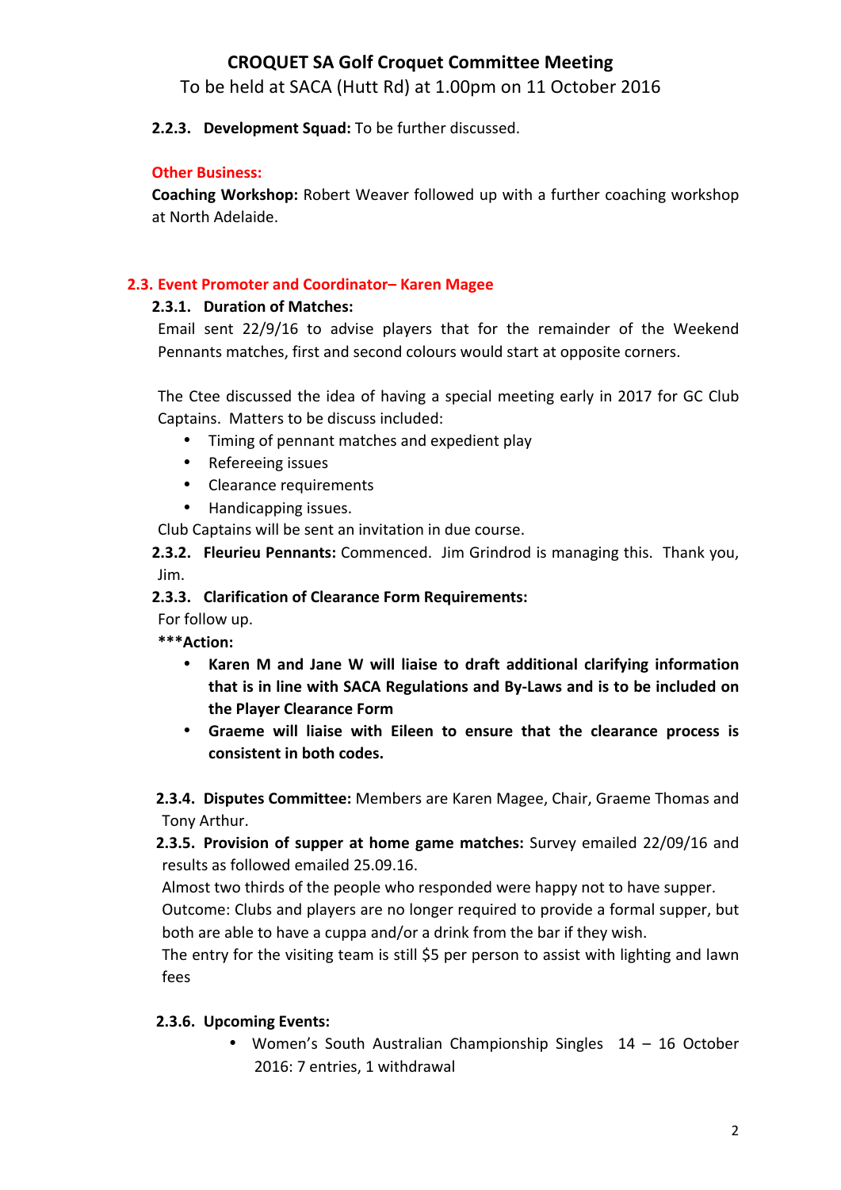# CROQUET SA Golf Croquet Committee Meeting

To be held at SACA (Hutt Rd) at 1.00pm on 11 October 2016

**2.2.3. Development Squad:** To be further discussed.

**Other Business:**

**Coaching Workshop:** Robert Weaver followed up with a further coaching workshop at North Adelaide.

## 2.3. Event Promoter and Coordinator– Karen Magee

**2.3.1. Duration of Matches:**

Email sent 22/9/16 to advise players that for the remainder of the Weekend Pennants matches, first and second colours would start at opposite corners.

The Ctee discussed the idea of having a special meeting early in 2017 for GC Club Captains. Matters to be discuss included:

- Timing of pennant matches and expedient play
- Refereeing issues
- Clearance requirements
- Handicapping issues.

Club Captains will be sent an invitation in due course.

**2.3.2. Fleurieu Pennants:** Commenced. Jim Grindrod is managing this. Thank you, Jim.

**2.3.3. Clarification of Clearance Form Requirements:**

For follow up.

**\*\*\*Action:**

- **Karen M and Jane W will liaise to draft additional clarifying information that is in line with SACA Regulations and By-Laws and is to be included on the Player Clearance Form**
- **Graeme will liaise with Eileen to ensure that the clearance process is consistent in both codes.**

**2.3.4. Disputes Committee:** Members are Karen Magee, Chair, Graeme Thomas and Tony Arthur.

**2.3.5. Provision of supper at home game matches:** Survey emailed 22/09/16 and results as followed emailed 25.09.16.

Almost two thirds of the people who responded were happy not to have supper.

Outcome: Clubs and players are no longer required to provide a formal supper, but both are able to have a cuppa and/or a drink from the bar if they wish.

The entry for the visiting team is still $5 per person to assist with lighting and lawn fees

**2.3.6. Upcoming Events:**

- Women's South Australian Championship Singles 14 – 16 October 2016: 7 entries, 1 withdrawal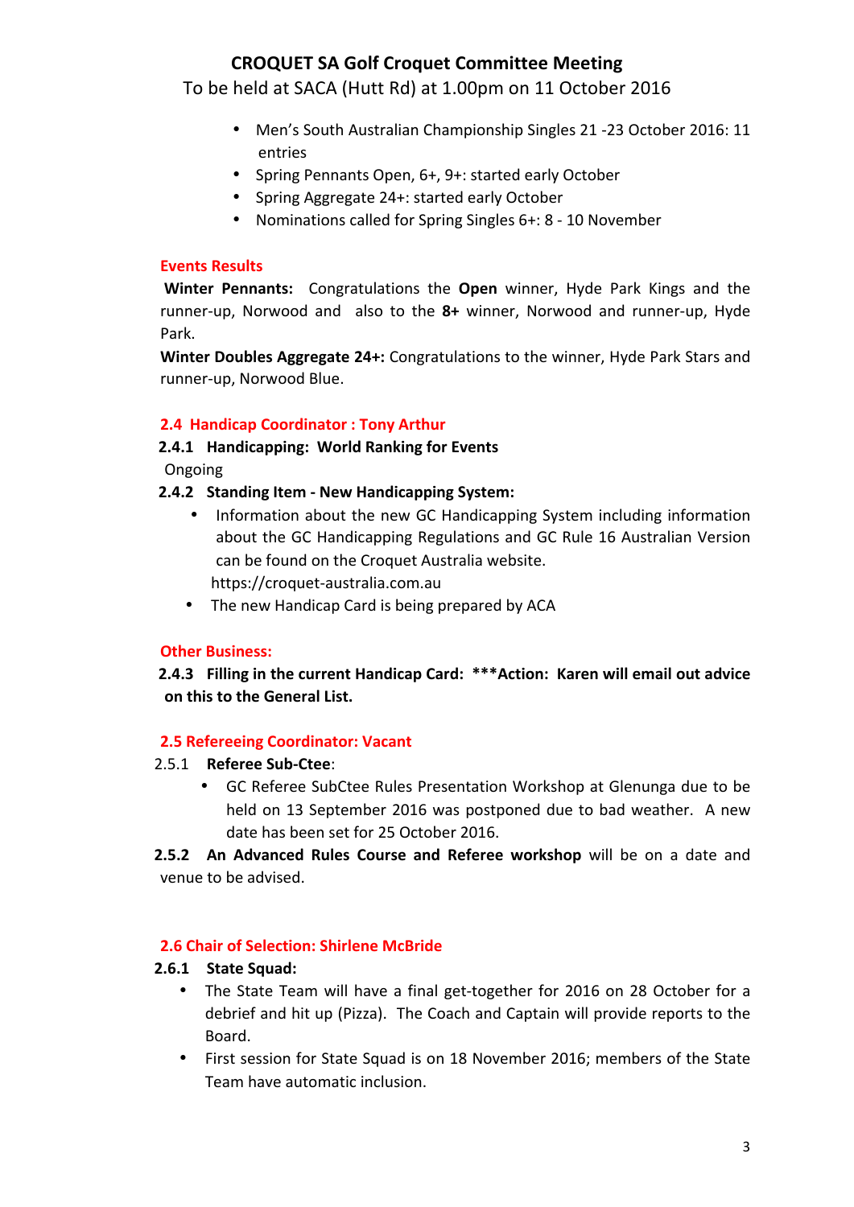# CROQUET SA Golf Croquet Committee Meeting

To be held at SACA (Hutt Rd) at 1.00pm on 11 October 2016

- Men's South Australian Championship Singles 21 -23 October 2016: 11 entries
- Spring Pennants Open, 6+, 9+: started early October
- Spring Aggregate 24+: started early October
- Nominations called for Spring Singles 6+: 8 - 10 November

### Events Results

**Winter Pennants:** Congratulations the **Open** winner, Hyde Park Kings and the runner-up, Norwood and also to the **8+** winner, Norwood and runner-up, Hyde Park.

**Winter Doubles Aggregate 24+:** Congratulations to the winner, Hyde Park Stars and runner-up, Norwood Blue.

### 2.4 Handicap Coordinator : Tony Arthur

**2.4.1 Handicapping: World Ranking for Events**

Ongoing

**2.4.2 Standing Item - New Handicapping System:**

- Information about the new GC Handicapping System including information about the GC Handicapping Regulations and GC Rule 16 Australian Version can be found on the Croquet Australia website. https://croquet-australia.com.au
- The new Handicap Card is being prepared by ACA

### Other Business:

**2.4.3 Filling in the current Handicap Card: ***Action: Karen will email out advice on this to the General List.**

### 2.5 Refereeing Coordinator: Vacant

2.5.1 **Referee Sub-Ctee**:

- GC Referee SubCtee Rules Presentation Workshop at Glenunga due to be held on 13 September 2016 was postponed due to bad weather. A new date has been set for 25 October 2016.

**2.5.2 An Advanced Rules Course and Referee workshop** will be on a date and venue to be advised.

### 2.6 Chair of Selection: Shirlene McBride

**2.6.1 State Squad:**

- The State Team will have a final get-together for 2016 on 28 October for a debrief and hit up (Pizza). The Coach and Captain will provide reports to the Board.
- First session for State Squad is on 18 November 2016; members of the State Team have automatic inclusion.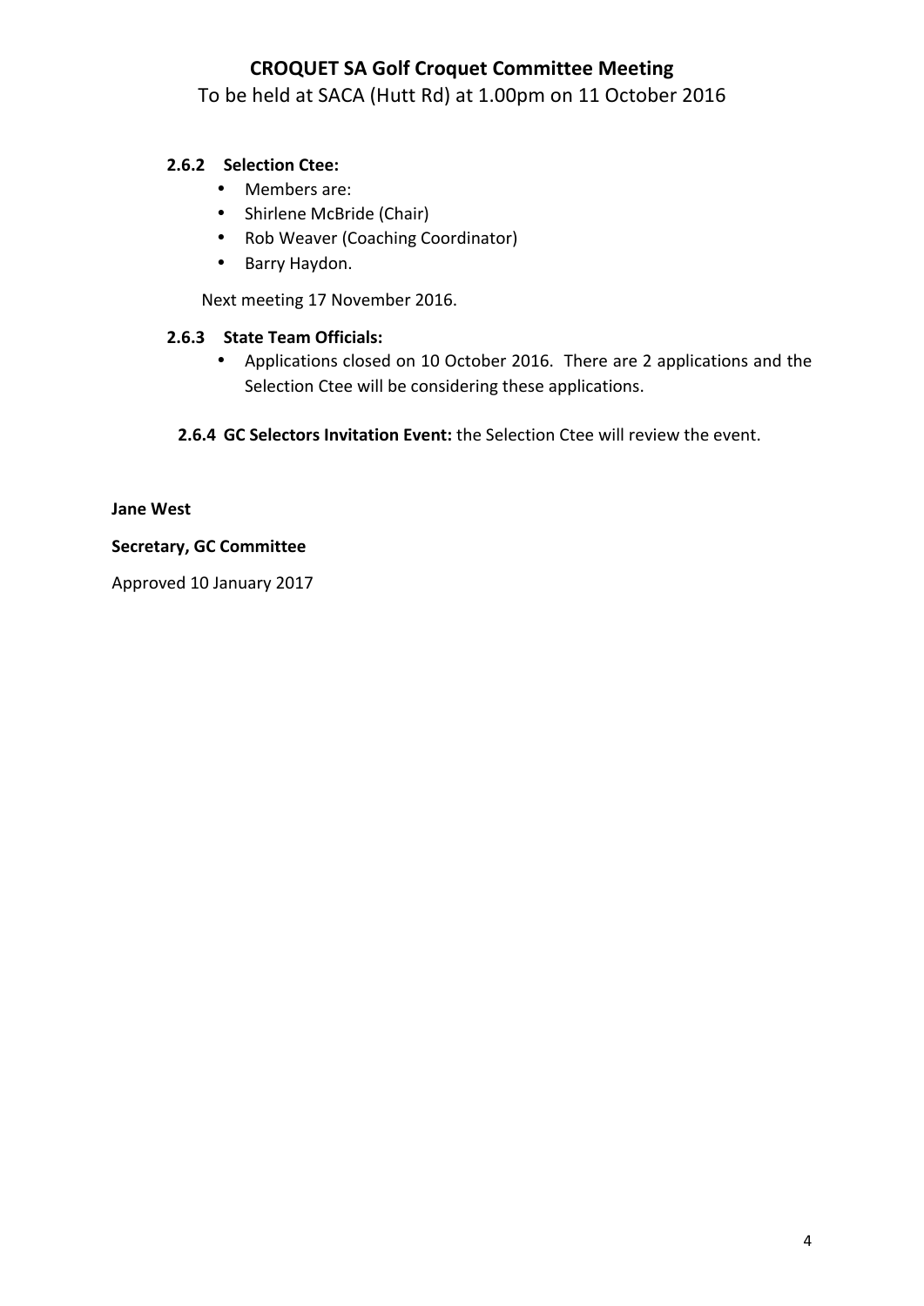#### 2.6.2 Selection Ctee:

- Members are:
- Shirlene McBride (Chair)
- Rob Weaver (Coaching Coordinator)
- Barry Haydon.

Next meeting 17 November 2016.

#### 2.6.3 State Team Officials:

- Applications closed on 10 October 2016. There are 2 applications and the Selection Ctee will be considering these applications.

**2.6.4 GC Selectors Invitation Event:** the Selection Ctee will review the event.

**Jane West**

**Secretary, GC Committee**

Approved 10 January 2017